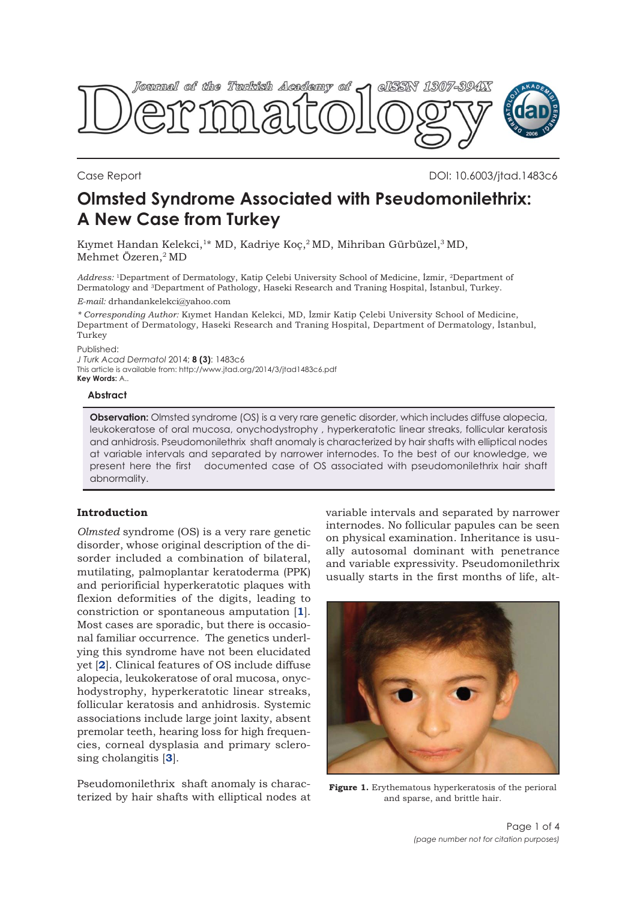Case Report

DOI: 10.6003/jtad.1483c6

# Olmsted Syndrome Associated with Pseudomonilethrix: A New Case from Turkey

Kıymet Handan Kelekci,[1]* MD, Kadriye Koç,[2] MD, Mihriban Gürbüzel,[3] MD, Mehmet Özeren,[2] MD

*Address:* [1]Department of Dermatology, Katip Çelebi University School of Medicine, İzmir, [2]Department of Dermatology and [3]Department of Pathology, Haseki Research and Traning Hospital, İstanbul, Turkey.

*E-mail:* drhandankelekci@yahoo.com

*\* Corresponding Author:* Kıymet Handan Kelekci, MD, İzmir Katip Çelebi University School of Medicine, Department of Dermatology, Haseki Research and Traning Hospital, Department of Dermatology, İstanbul, Turkey

Published:

*J Turk Acad Dermatol* 2014; **8 (3)**: 1483c6

This article is available from: http://www.jtad.org/2014/3/jtad1483c6.pdf

**Key Words:** A..

## Abstract

**Observation:** Olmsted syndrome (OS) is a very rare genetic disorder, which includes diffuse alopecia, leukokeratose of oral mucosa, onychodystrophy , hyperkeratotic linear streaks, follicular keratosis and anhidrosis. Pseudomonilethrix shaft anomaly is characterized by hair shafts with elliptical nodes at variable intervals and separated by narrower internodes. To the best of our knowledge, we present here the first documented case of OS associated with pseudomonilethrix hair shaft abnormality.

## Introduction

*Olmsted* syndrome (OS) is a very rare genetic disorder, whose original description of the disorder included a combination of bilateral, mutilating, palmoplantar keratoderma (PPK) and periorificial hyperkeratotic plaques with flexion deformities of the digits, leading to constriction or spontaneous amputation [**1**]. Most cases are sporadic, but there is occasional familiar occurrence. The genetics underlying this syndrome have not been elucidated yet [**2**]. Clinical features of OS include diffuse alopecia, leukokeratose of oral mucosa, onychodystrophy, hyperkeratotic linear streaks, follicular keratosis and anhidrosis. Systemic associations include large joint laxity, absent premolar teeth, hearing loss for high frequencies, corneal dysplasia and primary sclerosing cholangitis [**3**].

Pseudomonilethrix shaft anomaly is characterized by hair shafts with elliptical nodes at variable intervals and separated by narrower internodes. No follicular papules can be seen on physical examination. Inheritance is usually autosomal dominant with penetrance and variable expressivity. Pseudomonilethrix usually starts in the first months of life, alt-

**Figure 1.** Erythematous hyperkeratosis of the perioral and sparse, and brittle hair.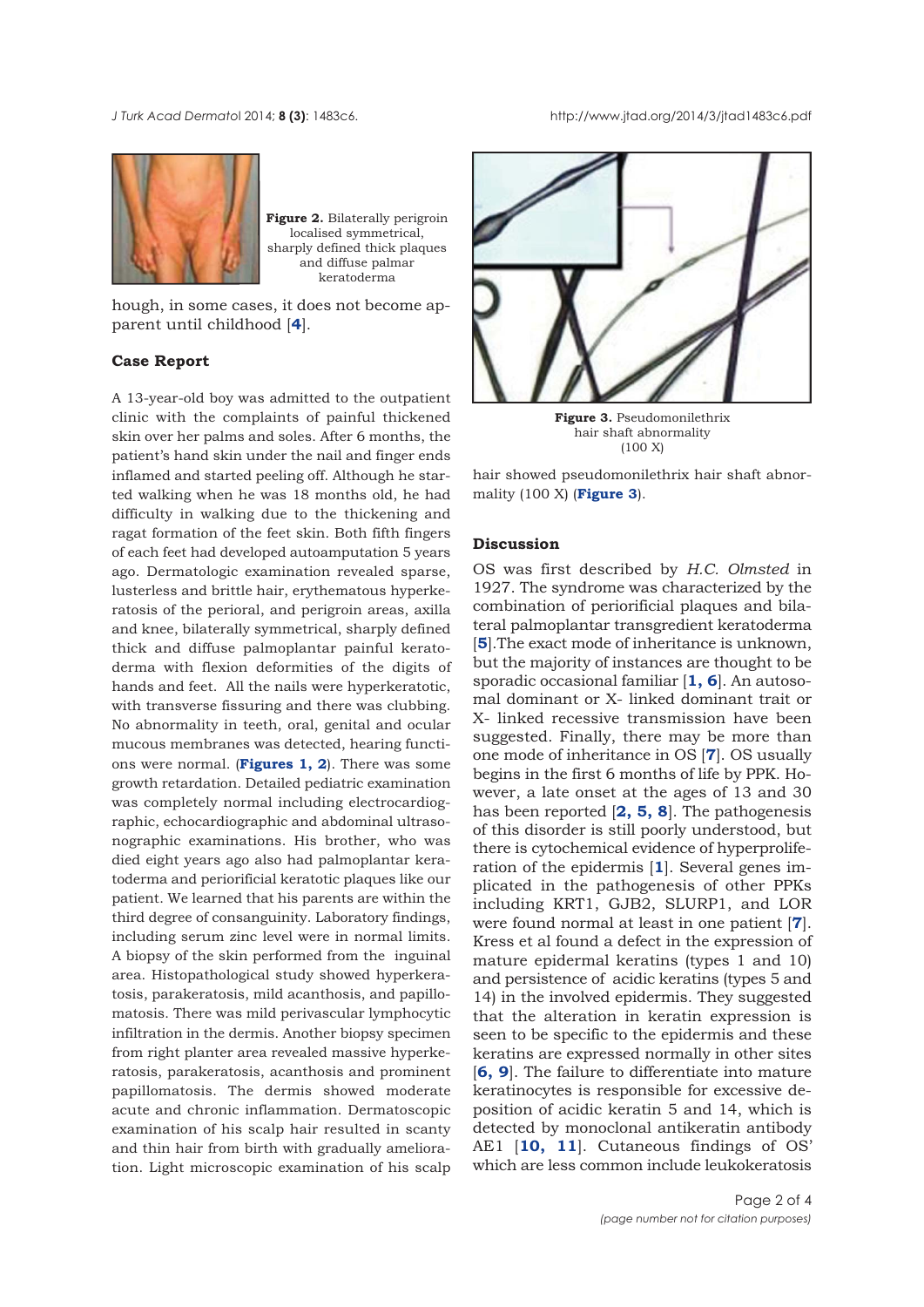**Figure 2.** Bilaterally perigroin localised symmetrical, sharply defined thick plaques and diffuse palmar keratoderma

hough, in some cases, it does not become apparent until childhood [**4**].

## Case Report

A 13-year-old boy was admitted to the outpatient clinic with the complaints of painful thickened skin over her palms and soles. After 6 months, the patient's hand skin under the nail and finger ends inflamed and started peeling off. Although he started walking when he was 18 months old, he had difficulty in walking due to the thickening and ragat formation of the feet skin. Both fifth fingers of each feet had developed autoamputation 5 years ago. Dermatologic examination revealed sparse, lusterless and brittle hair, erythematous hyperkeratosis of the perioral, and perigroin areas, axilla and knee, bilaterally symmetrical, sharply defined thick and diffuse palmoplantar painful keratoderma with flexion deformities of the digits of hands and feet. All the nails were hyperkeratotic, with transverse fissuring and there was clubbing. No abnormality in teeth, oral, genital and ocular mucous membranes was detected, hearing functions were normal. (**Figures 1, 2**). There was some growth retardation. Detailed pediatric examination was completely normal including electrocardiographic, echocardiographic and abdominal ultrasonographic examinations. His brother, who was died eight years ago also had palmoplantar keratoderma and periorificial keratotic plaques like our patient. We learned that his parents are within the third degree of consanguinity. Laboratory findings, including serum zinc level were in normal limits. A biopsy of the skin performed from the inguinal area. Histopathological study showed hyperkeratosis, parakeratosis, mild acanthosis, and papillomatosis. There was mild perivascular lymphocytic infiltration in the dermis. Another biopsy specimen from right planter area revealed massive hyperkeratosis, parakeratosis, acanthosis and prominent papillomatosis. The dermis showed moderate acute and chronic inflammation. Dermatoscopic examination of his scalp hair resulted in scanty and thin hair from birth with gradually amelioration. Light microscopic examination of his scalp hair showed pseudomonilethrix hair shaft abnormality (100 X) (**Figure 3**).

**Figure 3.** Pseudomonilethrix hair shaft abnormality (100 X)

## Discussion

OS was first described by *H.C. Olmsted* in 1927. The syndrome was characterized by the combination of periorificial plaques and bilateral palmoplantar transgredient keratoderma [**5**].The exact mode of inheritance is unknown, but the majority of instances are thought to be sporadic occasional familiar [**1, 6**]. An autosomal dominant or X- linked dominant trait or X- linked recessive transmission have been suggested. Finally, there may be more than one mode of inheritance in OS [**7**]. OS usually begins in the first 6 months of life by PPK. However, a late onset at the ages of 13 and 30 has been reported [**2, 5, 8**]. The pathogenesis of this disorder is still poorly understood, but there is cytochemical evidence of hyperproliferation of the epidermis [**1**]. Several genes implicated in the pathogenesis of other PPKs including KRT1, GJB2, SLURP1, and LOR were found normal at least in one patient [**7**]. Kress et al found a defect in the expression of mature epidermal keratins (types 1 and 10) and persistence of acidic keratins (types 5 and 14) in the involved epidermis. They suggested that the alteration in keratin expression is seen to be specific to the epidermis and these keratins are expressed normally in other sites [**6, 9**]. The failure to differentiate into mature keratinocytes is responsible for excessive deposition of acidic keratin 5 and 14, which is detected by monoclonal antikeratin antibody AE1 [**10, 11**]. Cutaneous findings of OS' which are less common include leukokeratosis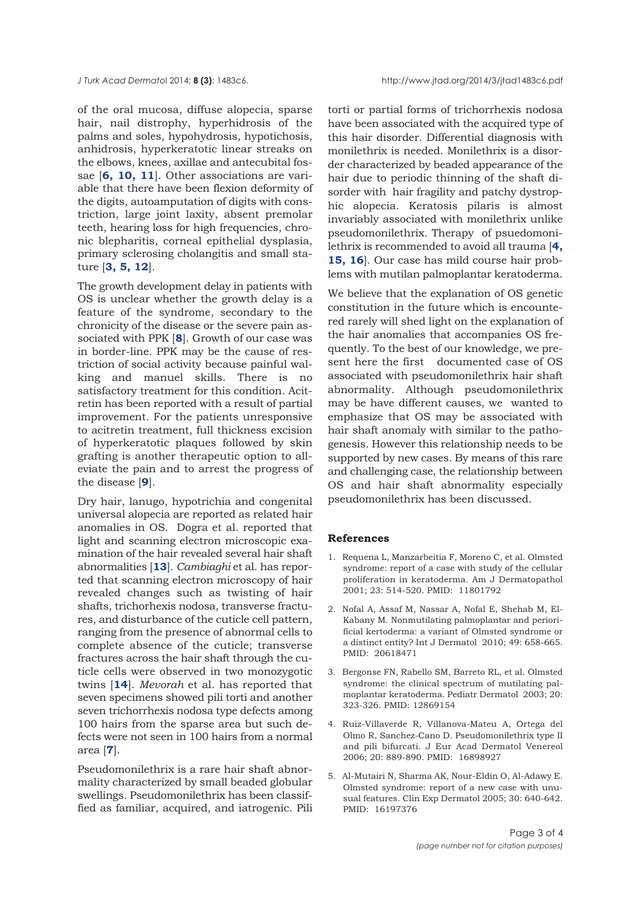of the oral mucosa, diffuse alopecia, sparse hair, nail distrophy, hyperhidrosis of the palms and soles, hypohydrosis, hypotichosis, anhidrosis, hyperkeratotic linear streaks on the elbows, knees, axillae and antecubital fossae [**6, 10, 11**]. Other associations are variable that there have been flexion deformity of the digits, autoamputation of digits with constriction, large joint laxity, absent premolar teeth, hearing loss for high frequencies, chronic blepharitis, corneal epithelial dysplasia, primary sclerosing cholangitis and small stature [**3, 5, 12**].

The growth development delay in patients with OS is unclear whether the growth delay is a feature of the syndrome, secondary to the chronicity of the disease or the severe pain associated with PPK [**8**]. Growth of our case was in border-line. PPK may be the cause of restriction of social activity because painful walking and manuel skills. There is no satisfactory treatment for this condition. Acitretin has been reported with a result of partial improvement. For the patients unresponsive to acitretin treatment, full thickness excision of hyperkeratotic plaques followed by skin grafting is another therapeutic option to alleviate the pain and to arrest the progress of the disease [**9**].

Dry hair, lanugo, hypotrichia and congenital universal alopecia are reported as related hair anomalies in OS. Dogra et al. reported that light and scanning electron microscopic examination of the hair revealed several hair shaft abnormalities [**13**]. *Cambiaghi* et al. has reported that scanning electron microscopy of hair revealed changes such as twisting of hair shafts, trichorhexis nodosa, transverse fractures, and disturbance of the cuticle cell pattern, ranging from the presence of abnormal cells to complete absence of the cuticle; transverse fractures across the hair shaft through the cuticle cells were observed in two monozygotic twins [**14**]. *Mevorah* et al. has reported that seven specimens showed pili torti and another seven trichorrhexis nodosa type defects among 100 hairs from the sparse area but such defects were not seen in 100 hairs from a normal area [**7**].

Pseudomonilethrix is a rare hair shaft abnormality characterized by small beaded globular swellings. Pseudomonilethrix has been classiffied as familiar, acquired, and iatrogenic. Pili torti or partial forms of trichorrhexis nodosa have been associated with the acquired type of this hair disorder. Differential diagnosis with monilethrix is needed. Monilethrix is a disorder characterized by beaded appearance of the hair due to periodic thinning of the shaft disorder with hair fragility and patchy dystrophic alopecia. Keratosis pilaris is almost invariably associated with monilethrix unlike pseudomonilethrix. Therapy of psuedomonilethrix is recommended to avoid all trauma [**4, 15, 16**]. Our case has mild course hair problems with mutilan palmoplantar keratoderma.

We believe that the explanation of OS genetic constitution in the future which is encountered rarely will shed light on the explanation of the hair anomalies that accompanies OS frequently. To the best of our knowledge, we present here the first documented case of OS associated with pseudomonilethrix hair shaft abnormality. Although pseudomonilethrix may be have different causes, we wanted to emphasize that OS may be associated with hair shaft anomaly with similar to the pathogenesis. However this relationship needs to be supported by new cases. By means of this rare and challenging case, the relationship between OS and hair shaft abnormality especially pseudomonilethrix has been discussed.

## References

1. Requena L, Manzarbeitia F, Moreno C, et al. Olmsted syndrome: report of a case with study of the cellular proliferation in keratoderma. Am J Dermatopathol 2001; 23: 514-520. PMID: 11801792
2. Nofal A, Assaf M, Nassar A, Nofal E, Shehab M, El-Kabany M. Nonmutilating palmoplantar and periorificial kertoderma: a variant of Olmsted syndrome or a distinct entity? Int J Dermatol 2010; 49: 658-665. PMID: 20618471
3. Bergonse FN, Rabello SM, Barreto RL, et al. Olmsted syndrome: the clinical spectrum of mutilating palmoplantar keratoderma. Pediatr Dermatol 2003; 20: 323-326. PMID: 12869154
4. Ruiz-Villaverde R, Villanova-Mateu A, Ortega del Olmo R, Sanchez-Cano D. Pseudomonilethrix type II and pili bifurcati. J Eur Acad Dermatol Venereol 2006; 20: 889-890. PMID: 16898927
5. Al-Mutairi N, Sharma AK, Nour-Eldin O, Al-Adawy E. Olmstead syndrome: report of a new case with unusual features. Clin Exp Dermatol 2005; 30: 640-642. PMID: 16197376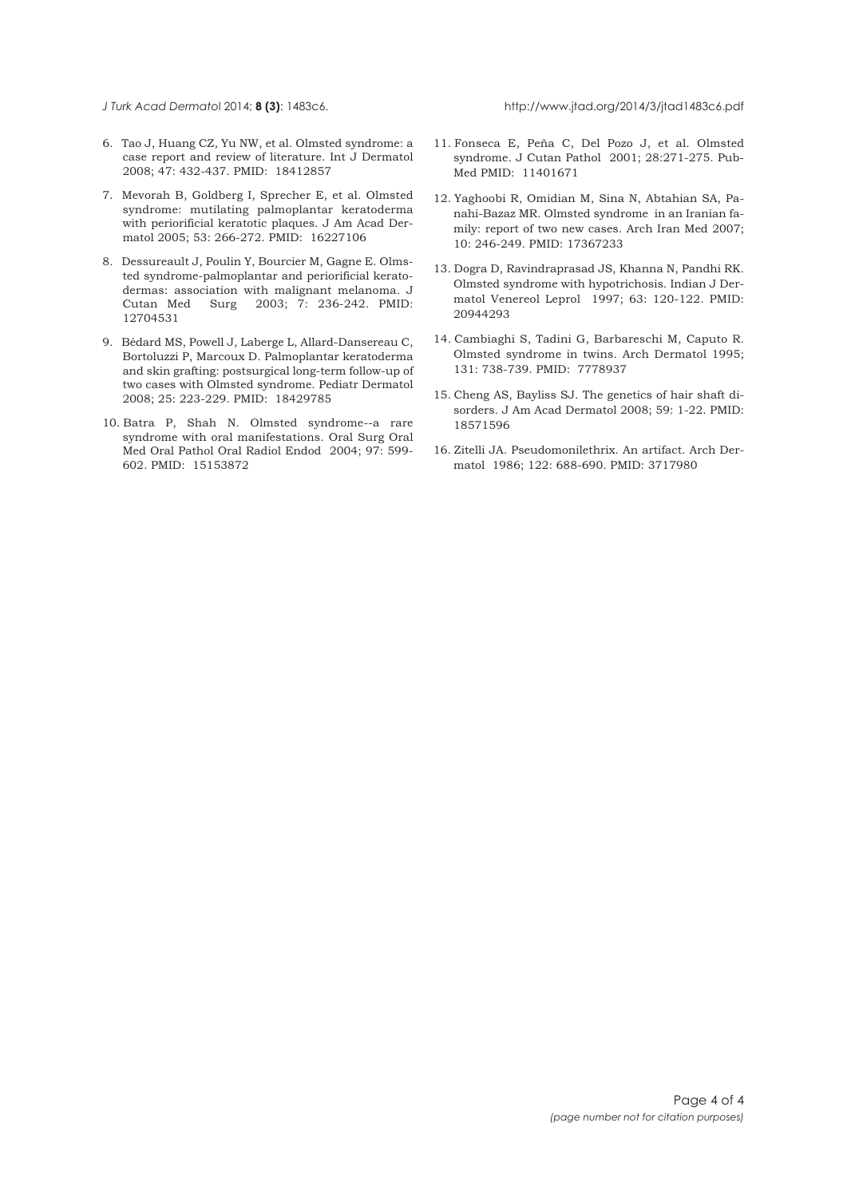6. Tao J, Huang CZ, Yu NW, et al. Olmsted syndrome: a case report and review of literature. Int J Dermatol 2008; 47: 432-437. PMID: 18412857

7. Mevorah B, Goldberg I, Sprecher E, et al. Olmsted syndrome: mutilating palmoplantar keratoderma with periorificial keratotic plaques. J Am Acad Dermatol 2005; 53: 266-272. PMID: 16227106

8. Dessureault J, Poulin Y, Bourcier M, Gagne E. Olmsted syndrome-palmoplantar and periorificial keratodermas: association with malignant melanoma. J Cutan Med Surg 2003; 7: 236-242. PMID: 12704531

9. Bédard MS, Powell J, Laberge L, Allard-Dansereau C, Bortoluzzi P, Marcoux D. Palmoplantar keratoderma and skin grafting: postsurgical long-term follow-up of two cases with Olmsted syndrome. Pediatr Dermatol 2008; 25: 223-229. PMID: 18429785

10. Batra P, Shah N. Olmsted syndrome--a rare syndrome with oral manifestations. Oral Surg Oral Med Oral Pathol Oral Radiol Endod 2004; 97: 599-602. PMID: 15153872

11. Fonseca E, Peña C, Del Pozo J, et al. Olmsted syndrome. J Cutan Pathol 2001; 28:271-275. PubMed PMID: 11401671

12. Yaghoobi R, Omidian M, Sina N, Abtahian SA, Panahi-Bazaz MR. Olmsted syndrome in an Iranian family: report of two new cases. Arch Iran Med 2007; 10: 246-249. PMID: 17367233

13. Dogra D, Ravindraprasad JS, Khanna N, Pandhi RK. Olmsted syndrome with hypotrichosis. Indian J Dermatol Venereol Leprol 1997; 63: 120-122. PMID: 20944293

14. Cambiaghi S, Tadini G, Barbareschi M, Caputo R. Olmsted syndrome in twins. Arch Dermatol 1995; 131: 738-739. PMID: 7778937

15. Cheng AS, Bayliss SJ. The genetics of hair shaft disorders. J Am Acad Dermatol 2008; 59: 1-22. PMID: 18571596

16. Zitelli JA. Pseudomonilethrix. An artifact. Arch Dermatol 1986; 122: 688-690. PMID: 3717980